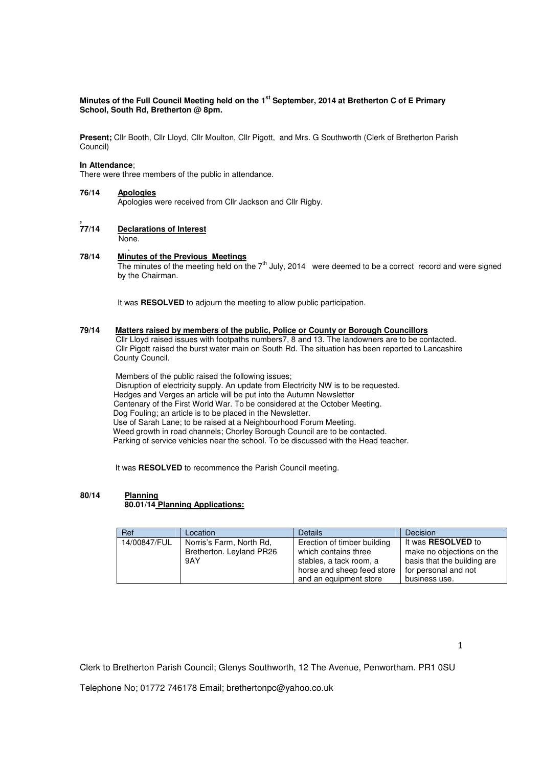**Minutes of the Full Council Meeting held on the 1st September, 2014 at Bretherton C of E Primary School, South Rd, Bretherton @ 8pm.**

**Present;** Cllr Booth, Cllr Lloyd, Cllr Moulton, Cllr Pigott, and Mrs. G Southworth (Clerk of Bretherton Parish Council)

**In Attendance**;
There were three members of the public in attendance.

**76/14 Apologies**

Apologies were received from Cllr Jackson and Cllr Rigby.

**77/14 Declarations of Interest**

None.

**78/14 Minutes of the Previous Meetings**

The minutes of the meeting held on the 7th July, 2014 were deemed to be a correct record and were signed by the Chairman.

It was **RESOLVED** to adjourn the meeting to allow public participation.

**79/14 Matters raised by members of the public, Police or County or Borough Councillors**

Cllr Lloyd raised issues with footpaths numbers7, 8 and 13. The landowners are to be contacted.
Cllr Pigott raised the burst water main on South Rd. The situation has been reported to Lancashire County Council.

Members of the public raised the following issues;
Disruption of electricity supply. An update from Electricity NW is to be requested.
Hedges and Verges an article will be put into the Autumn Newsletter
Centenary of the First World War. To be considered at the October Meeting.
Dog Fouling; an article is to be placed in the Newsletter.
Use of Sarah Lane; to be raised at a Neighbourhood Forum Meeting.
Weed growth in road channels; Chorley Borough Council are to be contacted.
Parking of service vehicles near the school. To be discussed with the Head teacher.

It was **RESOLVED** to recommence the Parish Council meeting.

**80/14 Planning**

**80.01/14 Planning Applications:**

| Ref | Location | Details | Decision |
|---|---|---|---|
| 14/00847/FUL | Norris's Farm, North Rd, Bretherton. Leyland PR26 9AY | Erection of timber building which contains three stables, a tack room, a horse and sheep feed store and an equipment store | It was **RESOLVED** to make no objections on the basis that the building are for personal and not business use. |

Clerk to Bretherton Parish Council; Glenys Southworth, 12 The Avenue, Penwortham. PR1 0SU

Telephone No; 01772 746178 Email; brethertonpc@yahoo.co.uk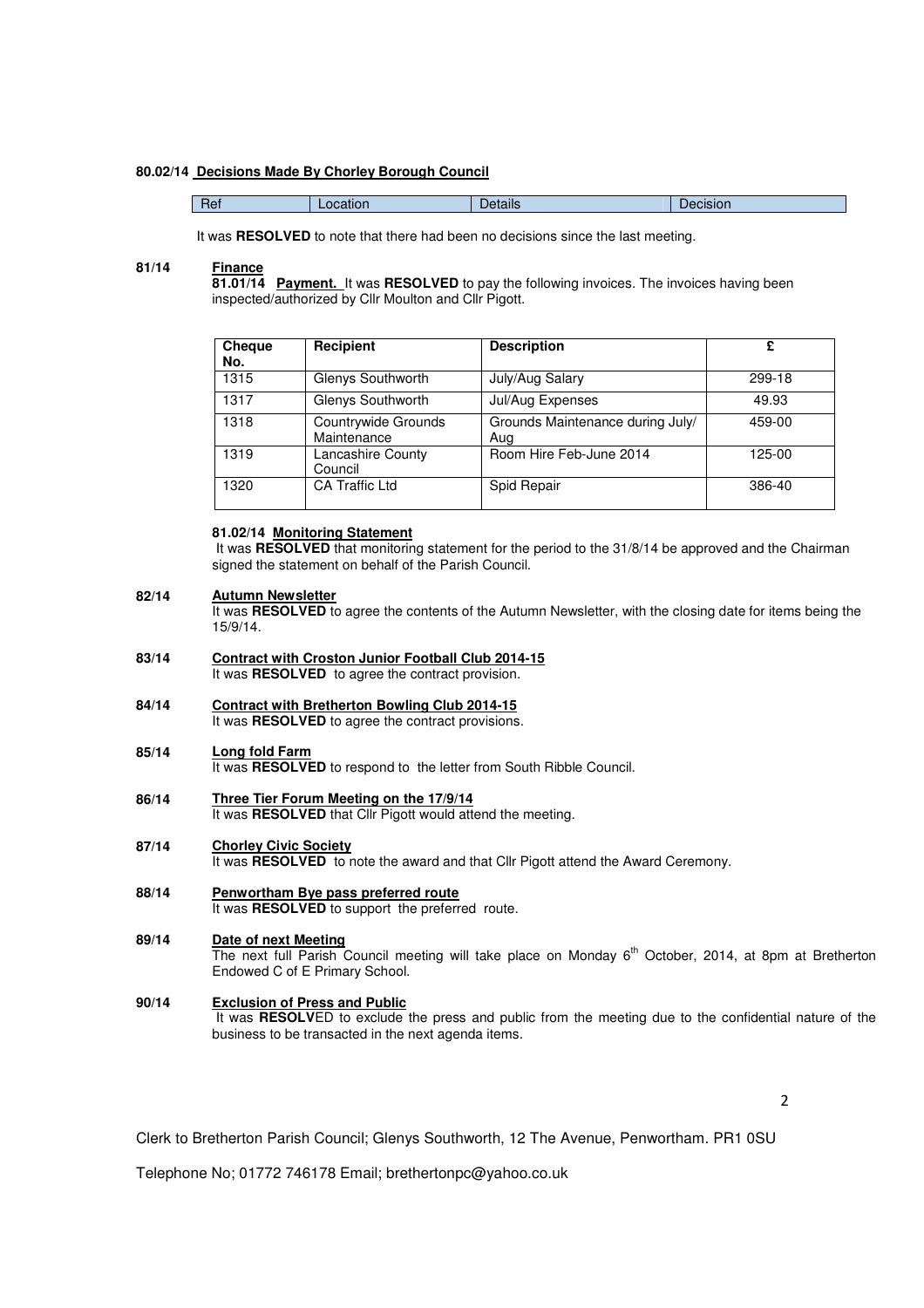**80.02/14 Decisions Made By Chorley Borough Council**

| Ref | Location | Details | Decision |
|---|---|---|---|

It was **RESOLVED** to note that there had been no decisions since the last meeting.

**81/14 Finance**

**81.01/14 Payment.** It was **RESOLVED** to pay the following invoices. The invoices having been inspected/authorized by Cllr Moulton and Cllr Pigott.

| Cheque No. | Recipient | Description | £ |
|---|---|---|---|
| 1315 | Glenys Southworth | July/Aug Salary | 299-18 |
| 1317 | Glenys Southworth | Jul/Aug Expenses | 49.93 |
| 1318 | Countrywide Grounds Maintenance | Grounds Maintenance during July/ Aug | 459-00 |
| 1319 | Lancashire County Council | Room Hire Feb-June 2014 | 125-00 |
| 1320 | CA Traffic Ltd | Spid Repair | 386-40 |

**81.02/14 Monitoring Statement**

It was **RESOLVED** that monitoring statement for the period to the 31/8/14 be approved and the Chairman signed the statement on behalf of the Parish Council.

**82/14 Autumn Newsletter**

It was **RESOLVED** to agree the contents of the Autumn Newsletter, with the closing date for items being the 15/9/14.

**83/14 Contract with Croston Junior Football Club 2014-15**

It was **RESOLVED** to agree the contract provision.

**84/14 Contract with Bretherton Bowling Club 2014-15**

It was **RESOLVED** to agree the contract provisions.

**85/14 Long fold Farm**

It was **RESOLVED** to respond to the letter from South Ribble Council.

**86/14 Three Tier Forum Meeting on the 17/9/14**

It was **RESOLVED** that Cllr Pigott would attend the meeting.

**87/14 Chorley Civic Society**

It was **RESOLVED** to note the award and that Cllr Pigott attend the Award Ceremony.

**88/14 Penwortham Bye pass preferred route**

It was **RESOLVED** to support the preferred route.

**89/14 Date of next Meeting**

The next full Parish Council meeting will take place on Monday 6th October, 2014, at 8pm at Bretherton Endowed C of E Primary School.

**90/14 Exclusion of Press and Public**

It was **RESOLV**ED to exclude the press and public from the meeting due to the confidential nature of the business to be transacted in the next agenda items.

Clerk to Bretherton Parish Council; Glenys Southworth, 12 The Avenue, Penwortham. PR1 0SU

Telephone No; 01772 746178 Email; brethertonpc@yahoo.co.uk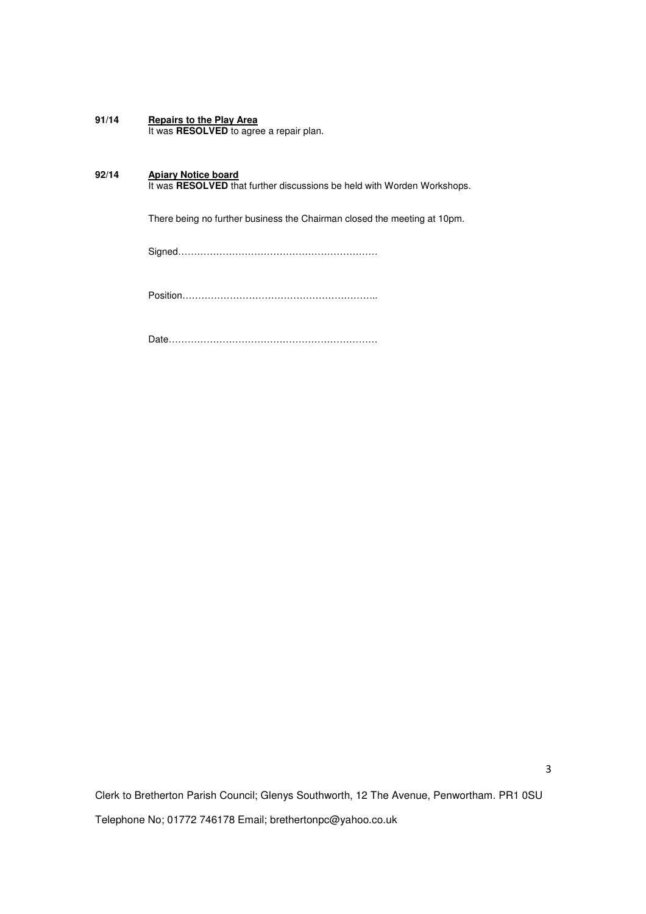**91/14** **Repairs to the Play Area**

It was **RESOLVED** to agree a repair plan.

**92/14** **Apiary Notice board**

It was **RESOLVED** that further discussions be held with Worden Workshops.

There being no further business the Chairman closed the meeting at 10pm.

Signed………………………………………………………

Position……………………………………………………..

Date…………………………………………………………

Clerk to Bretherton Parish Council; Glenys Southworth, 12 The Avenue, Penwortham. PR1 0SU

Telephone No; 01772 746178 Email; brethertonpc@yahoo.co.uk